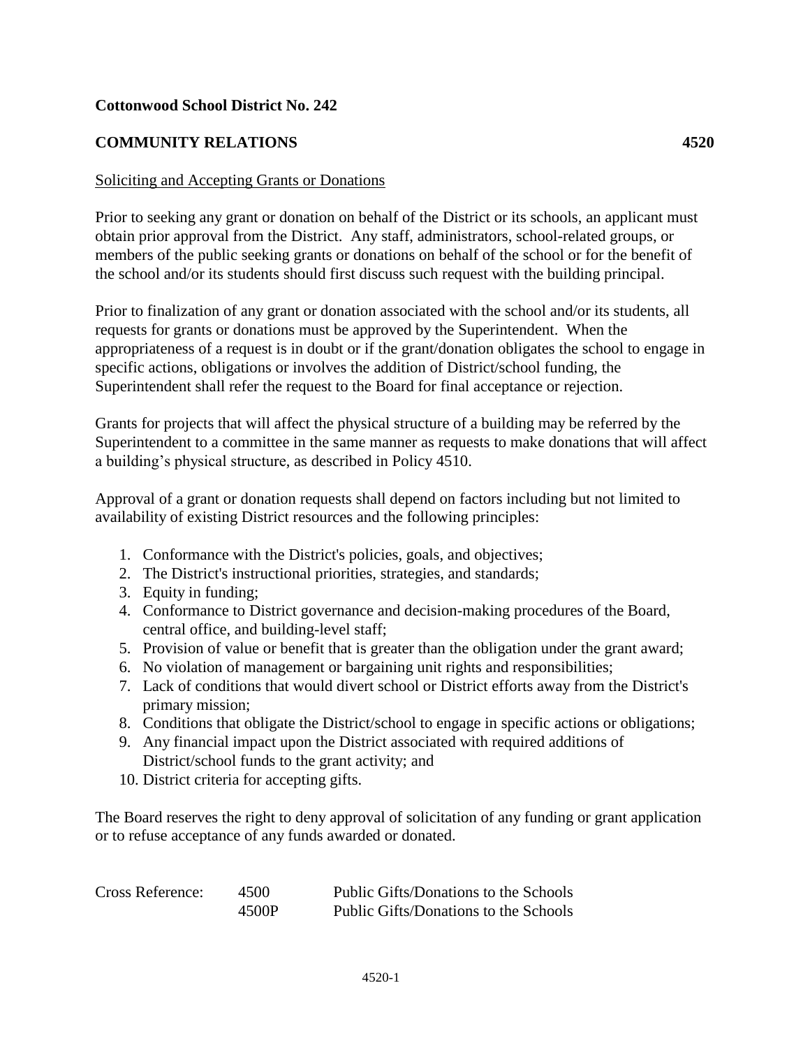**Cottonwood School District No. 242**

**COMMUNITY RELATIONS** **4520**

Soliciting and Accepting Grants or Donations

Prior to seeking any grant or donation on behalf of the District or its schools, an applicant must obtain prior approval from the District. Any staff, administrators, school-related groups, or members of the public seeking grants or donations on behalf of the school or for the benefit of the school and/or its students should first discuss such request with the building principal.

Prior to finalization of any grant or donation associated with the school and/or its students, all requests for grants or donations must be approved by the Superintendent. When the appropriateness of a request is in doubt or if the grant/donation obligates the school to engage in specific actions, obligations or involves the addition of District/school funding, the Superintendent shall refer the request to the Board for final acceptance or rejection.

Grants for projects that will affect the physical structure of a building may be referred by the Superintendent to a committee in the same manner as requests to make donations that will affect a building's physical structure, as described in Policy 4510.

Approval of a grant or donation requests shall depend on factors including but not limited to availability of existing District resources and the following principles:

1. Conformance with the District's policies, goals, and objectives;
2. The District's instructional priorities, strategies, and standards;
3. Equity in funding;
4. Conformance to District governance and decision-making procedures of the Board, central office, and building-level staff;
5. Provision of value or benefit that is greater than the obligation under the grant award;
6. No violation of management or bargaining unit rights and responsibilities;
7. Lack of conditions that would divert school or District efforts away from the District's primary mission;
8. Conditions that obligate the District/school to engage in specific actions or obligations;
9. Any financial impact upon the District associated with required additions of District/school funds to the grant activity; and
10. District criteria for accepting gifts.

The Board reserves the right to deny approval of solicitation of any funding or grant application or to refuse acceptance of any funds awarded or donated.

| Cross Reference: | 4500 | Public Gifts/Donations to the Schools |
|---|---|---|
| | 4500P | Public Gifts/Donations to the Schools |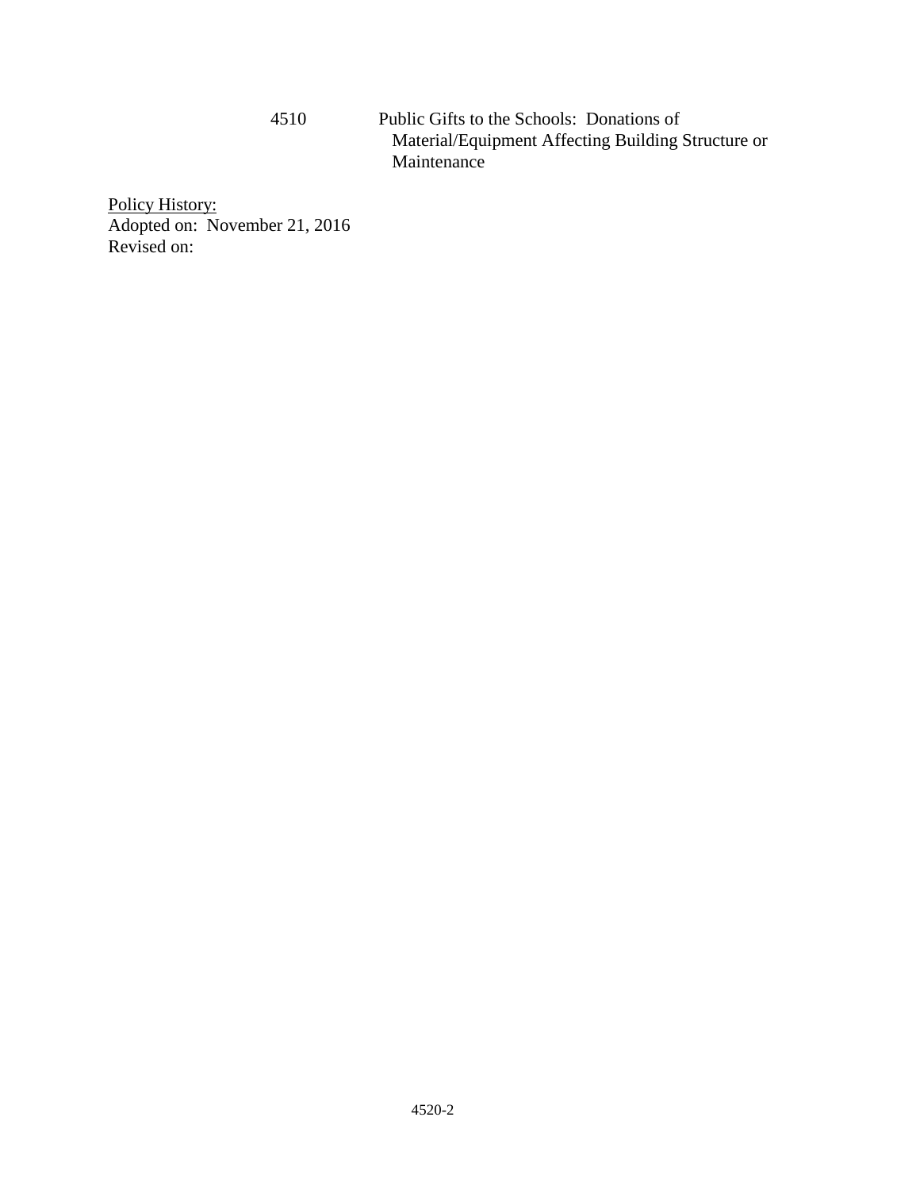4510 Public Gifts to the Schools: Donations of Material/Equipment Affecting Building Structure or Maintenance

Policy History:
Adopted on: November 21, 2016
Revised on: